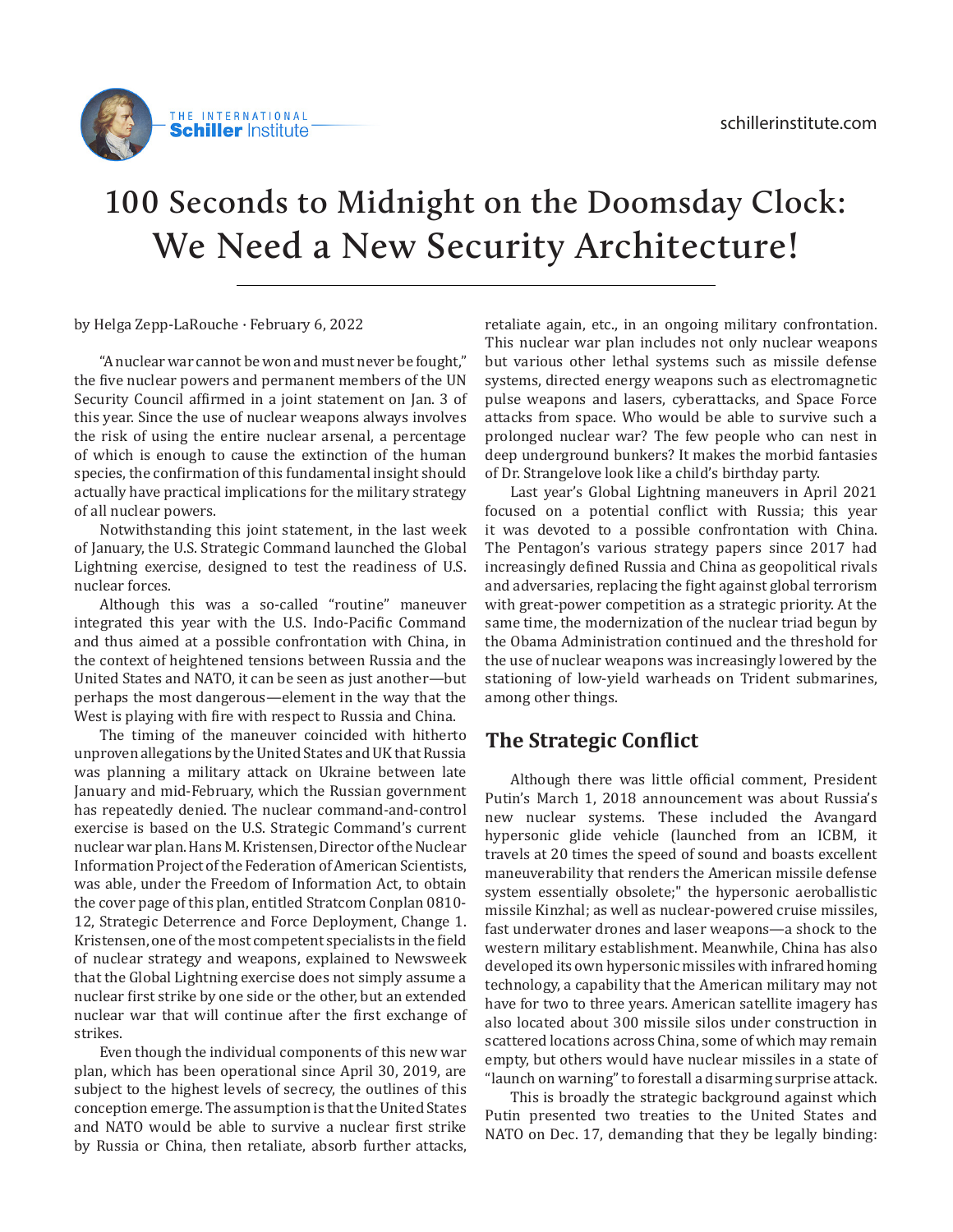# 100 Seconds to Midnight on the Doomsday Clock: We Need a New Security Architecture!

by Helga Zepp-LaRouche · February 6, 2022

"A nuclear war cannot be won and must never be fought," the five nuclear powers and permanent members of the UN Security Council affirmed in a joint statement on Jan. 3 of this year. Since the use of nuclear weapons always involves the risk of using the entire nuclear arsenal, a percentage of which is enough to cause the extinction of the human species, the confirmation of this fundamental insight should actually have practical implications for the military strategy of all nuclear powers.

Notwithstanding this joint statement, in the last week of January, the U.S. Strategic Command launched the Global Lightning exercise, designed to test the readiness of U.S. nuclear forces.

Although this was a so-called "routine" maneuver integrated this year with the U.S. Indo-Pacific Command and thus aimed at a possible confrontation with China, in the context of heightened tensions between Russia and the United States and NATO, it can be seen as just another—but perhaps the most dangerous—element in the way that the West is playing with fire with respect to Russia and China.

The timing of the maneuver coincided with hitherto unproven allegations by the United States and UK that Russia was planning a military attack on Ukraine between late January and mid-February, which the Russian government has repeatedly denied. The nuclear command-and-control exercise is based on the U.S. Strategic Command's current nuclear war plan. Hans M. Kristensen, Director of the Nuclear Information Project of the Federation of American Scientists, was able, under the Freedom of Information Act, to obtain the cover page of this plan, entitled Stratcom Conplan 0810-12, Strategic Deterrence and Force Deployment, Change 1. Kristensen, one of the most competent specialists in the field of nuclear strategy and weapons, explained to Newsweek that the Global Lightning exercise does not simply assume a nuclear first strike by one side or the other, but an extended nuclear war that will continue after the first exchange of strikes.

Even though the individual components of this new war plan, which has been operational since April 30, 2019, are subject to the highest levels of secrecy, the outlines of this conception emerge. The assumption is that the United States and NATO would be able to survive a nuclear first strike by Russia or China, then retaliate, absorb further attacks, retaliate again, etc., in an ongoing military confrontation. This nuclear war plan includes not only nuclear weapons but various other lethal systems such as missile defense systems, directed energy weapons such as electromagnetic pulse weapons and lasers, cyberattacks, and Space Force attacks from space. Who would be able to survive such a prolonged nuclear war? The few people who can nest in deep underground bunkers? It makes the morbid fantasies of Dr. Strangelove look like a child's birthday party.

Last year's Global Lightning maneuvers in April 2021 focused on a potential conflict with Russia; this year it was devoted to a possible confrontation with China. The Pentagon's various strategy papers since 2017 had increasingly defined Russia and China as geopolitical rivals and adversaries, replacing the fight against global terrorism with great-power competition as a strategic priority. At the same time, the modernization of the nuclear triad begun by the Obama Administration continued and the threshold for the use of nuclear weapons was increasingly lowered by the stationing of low-yield warheads on Trident submarines, among other things.

## The Strategic Conflict

Although there was little official comment, President Putin's March 1, 2018 announcement was about Russia's new nuclear systems. These included the Avangard hypersonic glide vehicle (launched from an ICBM, it travels at 20 times the speed of sound and boasts excellent maneuverability that renders the American missile defense system essentially obsolete;" the hypersonic aeroballistic missile Kinzhal; as well as nuclear-powered cruise missiles, fast underwater drones and laser weapons—a shock to the western military establishment. Meanwhile, China has also developed its own hypersonic missiles with infrared homing technology, a capability that the American military may not have for two to three years. American satellite imagery has also located about 300 missile silos under construction in scattered locations across China, some of which may remain empty, but others would have nuclear missiles in a state of "launch on warning" to forestall a disarming surprise attack.

This is broadly the strategic background against which Putin presented two treaties to the United States and NATO on Dec. 17, demanding that they be legally binding: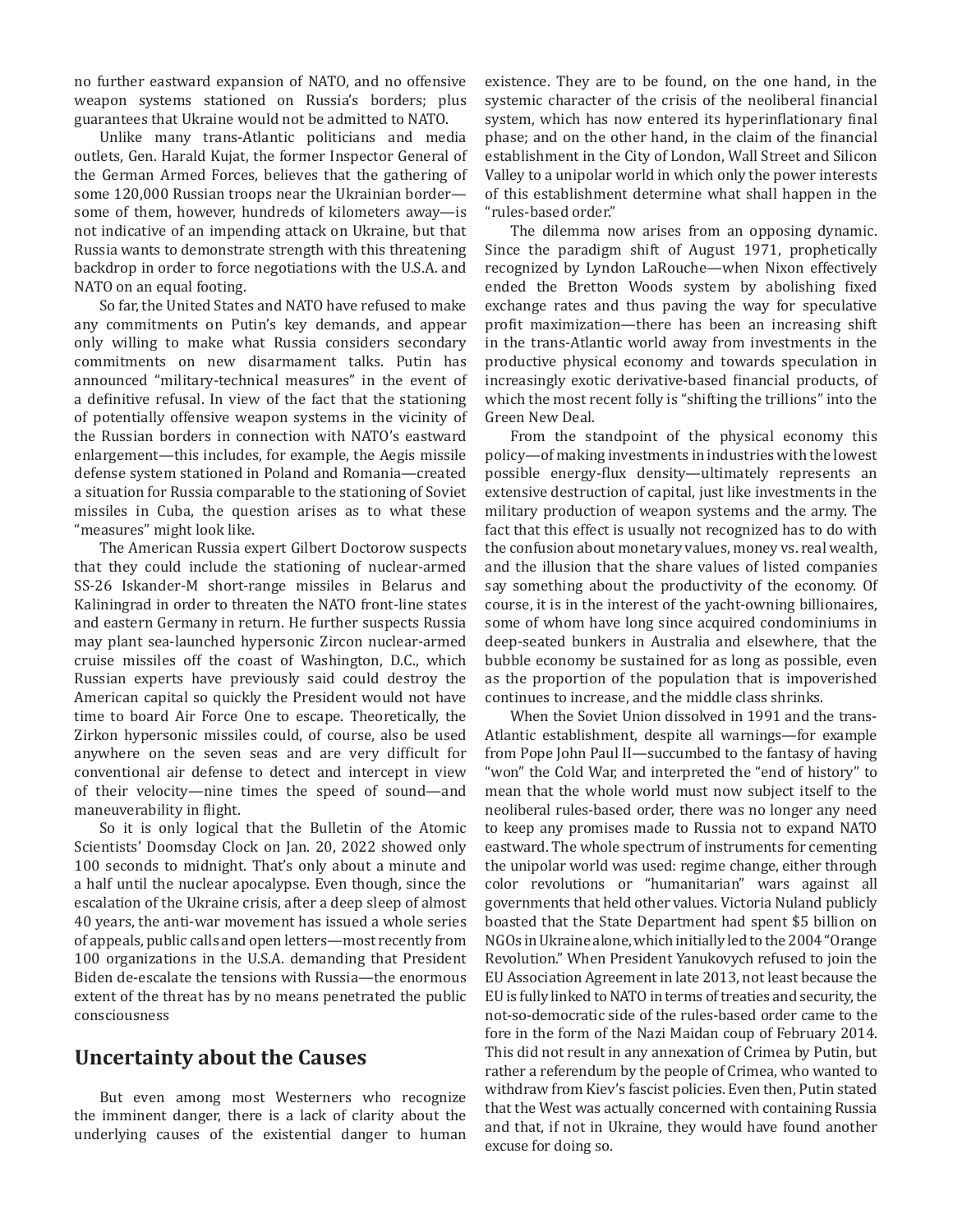no further eastward expansion of NATO, and no offensive weapon systems stationed on Russia's borders; plus guarantees that Ukraine would not be admitted to NATO.

Unlike many trans-Atlantic politicians and media outlets, Gen. Harald Kujat, the former Inspector General of the German Armed Forces, believes that the gathering of some 120,000 Russian troops near the Ukrainian border—some of them, however, hundreds of kilometers away—is not indicative of an impending attack on Ukraine, but that Russia wants to demonstrate strength with this threatening backdrop in order to force negotiations with the U.S.A. and NATO on an equal footing.

So far, the United States and NATO have refused to make any commitments on Putin's key demands, and appear only willing to make what Russia considers secondary commitments on new disarmament talks. Putin has announced "military-technical measures" in the event of a definitive refusal. In view of the fact that the stationing of potentially offensive weapon systems in the vicinity of the Russian borders in connection with NATO's eastward enlargement—this includes, for example, the Aegis missile defense system stationed in Poland and Romania—created a situation for Russia comparable to the stationing of Soviet missiles in Cuba, the question arises as to what these "measures" might look like.

The American Russia expert Gilbert Doctorow suspects that they could include the stationing of nuclear-armed SS-26 Iskander-M short-range missiles in Belarus and Kaliningrad in order to threaten the NATO front-line states and eastern Germany in return. He further suspects Russia may plant sea-launched hypersonic Zircon nuclear-armed cruise missiles off the coast of Washington, D.C., which Russian experts have previously said could destroy the American capital so quickly the President would not have time to board Air Force One to escape. Theoretically, the Zirkon hypersonic missiles could, of course, also be used anywhere on the seven seas and are very difficult for conventional air defense to detect and intercept in view of their velocity—nine times the speed of sound—and maneuverability in flight.

So it is only logical that the Bulletin of the Atomic Scientists' Doomsday Clock on Jan. 20, 2022 showed only 100 seconds to midnight. That's only about a minute and a half until the nuclear apocalypse. Even though, since the escalation of the Ukraine crisis, after a deep sleep of almost 40 years, the anti-war movement has issued a whole series of appeals, public calls and open letters—most recently from 100 organizations in the U.S.A. demanding that President Biden de-escalate the tensions with Russia—the enormous extent of the threat has by no means penetrated the public consciousness

## Uncertainty about the Causes

But even among most Westerners who recognize the imminent danger, there is a lack of clarity about the underlying causes of the existential danger to human existence. They are to be found, on the one hand, in the systemic character of the crisis of the neoliberal financial system, which has now entered its hyperinflationary final phase; and on the other hand, in the claim of the financial establishment in the City of London, Wall Street and Silicon Valley to a unipolar world in which only the power interests of this establishment determine what shall happen in the "rules-based order."

The dilemma now arises from an opposing dynamic. Since the paradigm shift of August 1971, prophetically recognized by Lyndon LaRouche—when Nixon effectively ended the Bretton Woods system by abolishing fixed exchange rates and thus paving the way for speculative profit maximization—there has been an increasing shift in the trans-Atlantic world away from investments in the productive physical economy and towards speculation in increasingly exotic derivative-based financial products, of which the most recent folly is "shifting the trillions" into the Green New Deal.

From the standpoint of the physical economy this policy—of making investments in industries with the lowest possible energy-flux density—ultimately represents an extensive destruction of capital, just like investments in the military production of weapon systems and the army. The fact that this effect is usually not recognized has to do with the confusion about monetary values, money vs. real wealth, and the illusion that the share values of listed companies say something about the productivity of the economy. Of course, it is in the interest of the yacht-owning billionaires, some of whom have long since acquired condominiums in deep-seated bunkers in Australia and elsewhere, that the bubble economy be sustained for as long as possible, even as the proportion of the population that is impoverished continues to increase, and the middle class shrinks.

When the Soviet Union dissolved in 1991 and the trans-Atlantic establishment, despite all warnings—for example from Pope John Paul II—succumbed to the fantasy of having "won" the Cold War, and interpreted the "end of history" to mean that the whole world must now subject itself to the neoliberal rules-based order, there was no longer any need to keep any promises made to Russia not to expand NATO eastward. The whole spectrum of instruments for cementing the unipolar world was used: regime change, either through color revolutions or "humanitarian" wars against all governments that held other values. Victoria Nuland publicly boasted that the State Department had spent $5 billion on NGOs in Ukraine alone, which initially led to the 2004 "Orange Revolution." When President Yanukovych refused to join the EU Association Agreement in late 2013, not least because the EU is fully linked to NATO in terms of treaties and security, the not-so-democratic side of the rules-based order came to the fore in the form of the Nazi Maidan coup of February 2014. This did not result in any annexation of Crimea by Putin, but rather a referendum by the people of Crimea, who wanted to withdraw from Kiev's fascist policies. Even then, Putin stated that the West was actually concerned with containing Russia and that, if not in Ukraine, they would have found another excuse for doing so.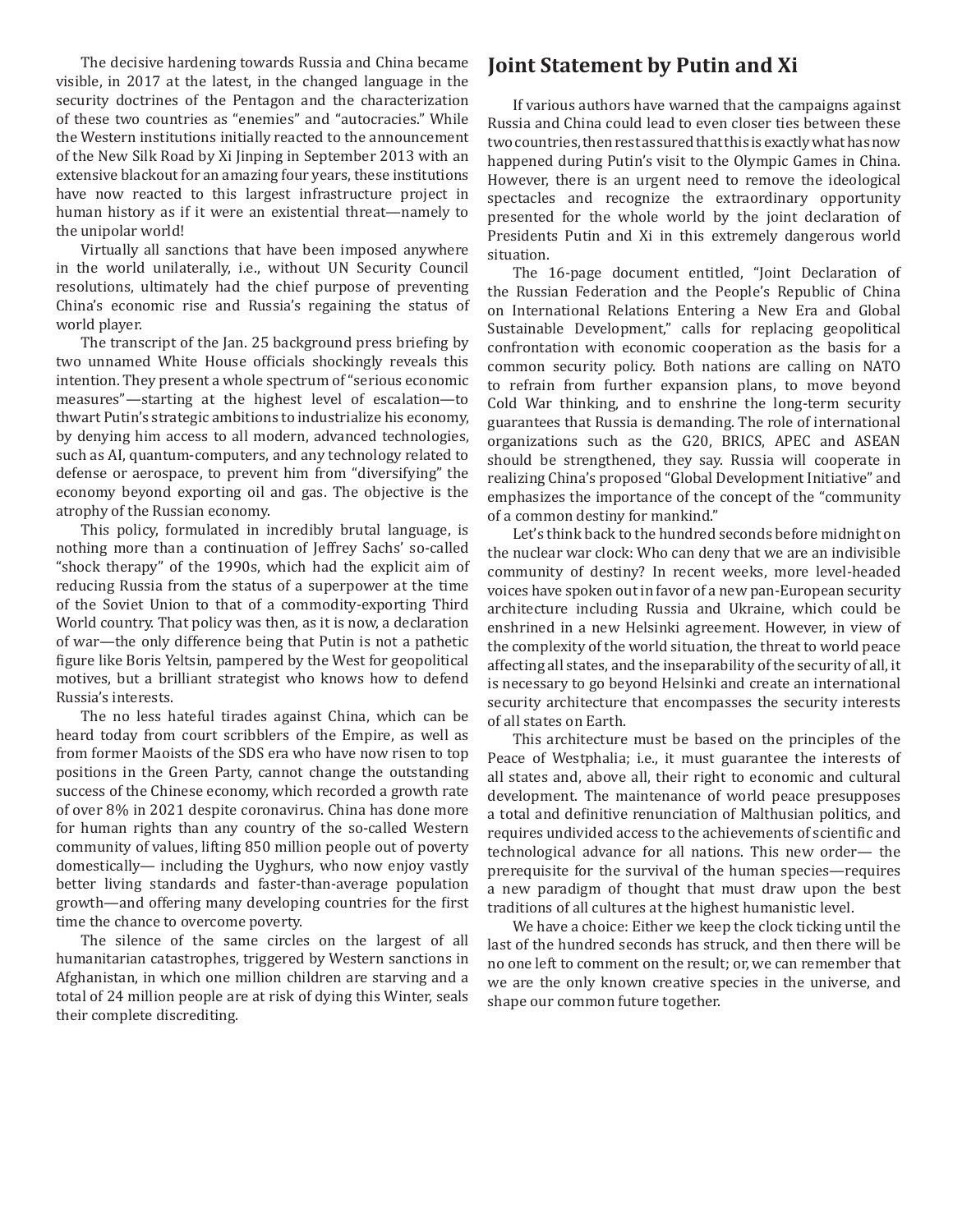The decisive hardening towards Russia and China became visible, in 2017 at the latest, in the changed language in the security doctrines of the Pentagon and the characterization of these two countries as "enemies" and "autocracies." While the Western institutions initially reacted to the announcement of the New Silk Road by Xi Jinping in September 2013 with an extensive blackout for an amazing four years, these institutions have now reacted to this largest infrastructure project in human history as if it were an existential threat—namely to the unipolar world!

Virtually all sanctions that have been imposed anywhere in the world unilaterally, i.e., without UN Security Council resolutions, ultimately had the chief purpose of preventing China's economic rise and Russia's regaining the status of world player.

The transcript of the Jan. 25 background press briefing by two unnamed White House officials shockingly reveals this intention. They present a whole spectrum of "serious economic measures"—starting at the highest level of escalation—to thwart Putin's strategic ambitions to industrialize his economy, by denying him access to all modern, advanced technologies, such as AI, quantum-computers, and any technology related to defense or aerospace, to prevent him from "diversifying" the economy beyond exporting oil and gas. The objective is the atrophy of the Russian economy.

This policy, formulated in incredibly brutal language, is nothing more than a continuation of Jeffrey Sachs' so-called "shock therapy" of the 1990s, which had the explicit aim of reducing Russia from the status of a superpower at the time of the Soviet Union to that of a commodity-exporting Third World country. That policy was then, as it is now, a declaration of war—the only difference being that Putin is not a pathetic figure like Boris Yeltsin, pampered by the West for geopolitical motives, but a brilliant strategist who knows how to defend Russia's interests.

The no less hateful tirades against China, which can be heard today from court scribblers of the Empire, as well as from former Maoists of the SDS era who have now risen to top positions in the Green Party, cannot change the outstanding success of the Chinese economy, which recorded a growth rate of over 8% in 2021 despite coronavirus. China has done more for human rights than any country of the so-called Western community of values, lifting 850 million people out of poverty domestically— including the Uyghurs, who now enjoy vastly better living standards and faster-than-average population growth—and offering many developing countries for the first time the chance to overcome poverty.

The silence of the same circles on the largest of all humanitarian catastrophes, triggered by Western sanctions in Afghanistan, in which one million children are starving and a total of 24 million people are at risk of dying this Winter, seals their complete discrediting.

## Joint Statement by Putin and Xi

If various authors have warned that the campaigns against Russia and China could lead to even closer ties between these two countries, then rest assured that this is exactly what has now happened during Putin's visit to the Olympic Games in China. However, there is an urgent need to remove the ideological spectacles and recognize the extraordinary opportunity presented for the whole world by the joint declaration of Presidents Putin and Xi in this extremely dangerous world situation.

The 16-page document entitled, "Joint Declaration of the Russian Federation and the People's Republic of China on International Relations Entering a New Era and Global Sustainable Development," calls for replacing geopolitical confrontation with economic cooperation as the basis for a common security policy. Both nations are calling on NATO to refrain from further expansion plans, to move beyond Cold War thinking, and to enshrine the long-term security guarantees that Russia is demanding. The role of international organizations such as the G20, BRICS, APEC and ASEAN should be strengthened, they say. Russia will cooperate in realizing China's proposed "Global Development Initiative" and emphasizes the importance of the concept of the "community of a common destiny for mankind."

Let's think back to the hundred seconds before midnight on the nuclear war clock: Who can deny that we are an indivisible community of destiny? In recent weeks, more level-headed voices have spoken out in favor of a new pan-European security architecture including Russia and Ukraine, which could be enshrined in a new Helsinki agreement. However, in view of the complexity of the world situation, the threat to world peace affecting all states, and the inseparability of the security of all, it is necessary to go beyond Helsinki and create an international security architecture that encompasses the security interests of all states on Earth.

This architecture must be based on the principles of the Peace of Westphalia; i.e., it must guarantee the interests of all states and, above all, their right to economic and cultural development. The maintenance of world peace presupposes a total and definitive renunciation of Malthusian politics, and requires undivided access to the achievements of scientific and technological advance for all nations. This new order— the prerequisite for the survival of the human species—requires a new paradigm of thought that must draw upon the best traditions of all cultures at the highest humanistic level.

We have a choice: Either we keep the clock ticking until the last of the hundred seconds has struck, and then there will be no one left to comment on the result; or, we can remember that we are the only known creative species in the universe, and shape our common future together.